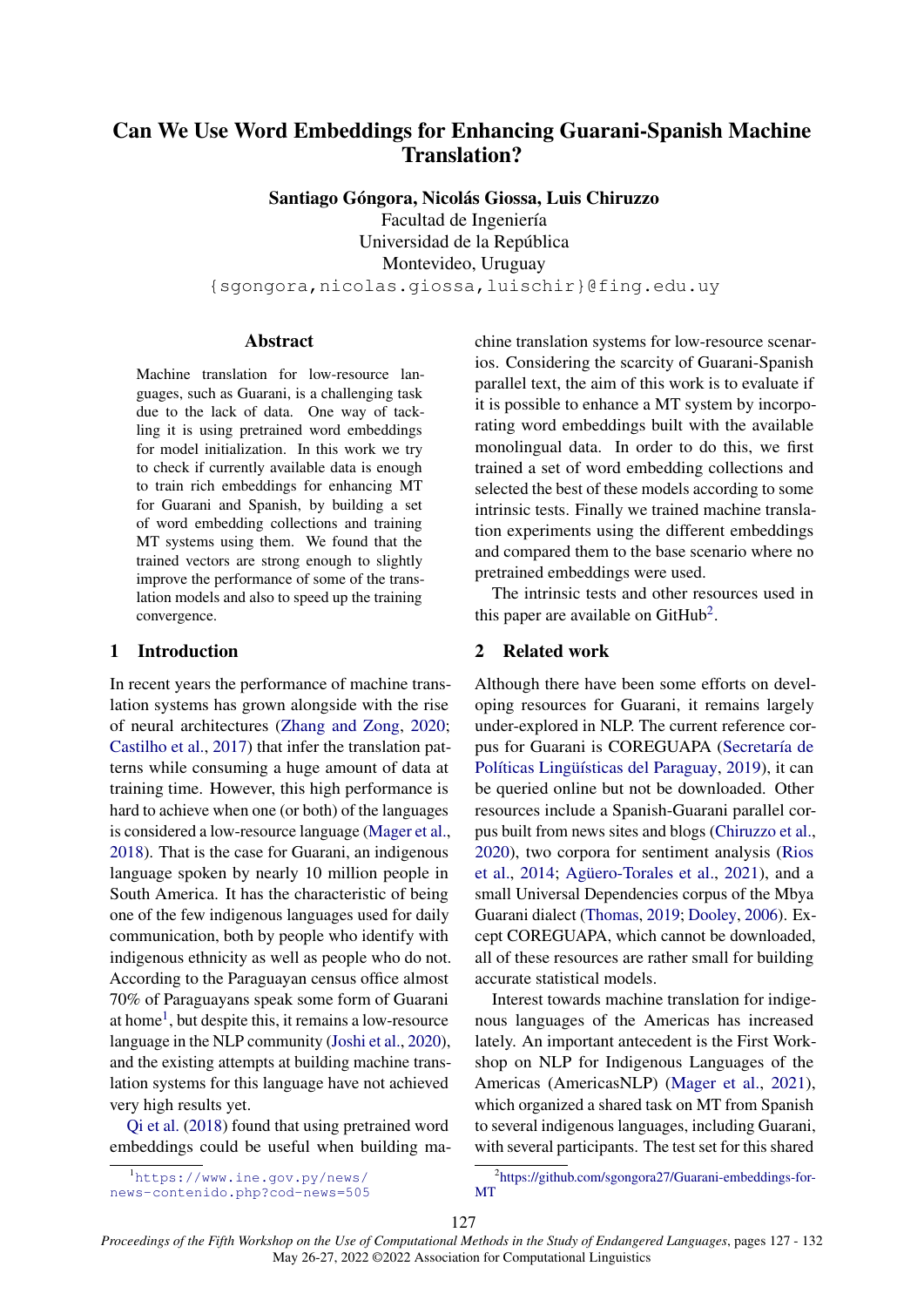# Can We Use Word Embeddings for Enhancing Guarani-Spanish Machine Translation?

**Santiago Góngora, Nicolás Giossa, Luis Chiruzzo**
Facultad de Ingeniería
Universidad de la República
Montevideo, Uruguay
{sgongora,nicolas.giossa,luischir}@fing.edu.uy

## Abstract

Machine translation for low-resource languages, such as Guarani, is a challenging task due to the lack of data. One way of tackling it is using pretrained word embeddings for model initialization. In this work we try to check if currently available data is enough to train rich embeddings for enhancing MT for Guarani and Spanish, by building a set of word embedding collections and training MT systems using them. We found that the trained vectors are strong enough to slightly improve the performance of some of the translation models and also to speed up the training convergence.

## 1 Introduction

In recent years the performance of machine translation systems has grown alongside with the rise of neural architectures (Zhang and Zong, 2020; Castilho et al., 2017) that infer the translation patterns while consuming a huge amount of data at training time. However, this high performance is hard to achieve when one (or both) of the languages is considered a low-resource language (Mager et al., 2018). That is the case for Guarani, an indigenous language spoken by nearly 10 million people in South America. It has the characteristic of being one of the few indigenous languages used for daily communication, both by people who identify with indigenous ethnicity as well as people who do not. According to the Paraguayan census office almost 70% of Paraguayans speak some form of Guarani at home[1], but despite this, it remains a low-resource language in the NLP community (Joshi et al., 2020), and the existing attempts at building machine translation systems for this language have not achieved very high results yet.

Qi et al. (2018) found that using pretrained word embeddings could be useful when building machine translation systems for low-resource scenarios. Considering the scarcity of Guarani-Spanish parallel text, the aim of this work is to evaluate if it is possible to enhance a MT system by incorporating word embeddings built with the available monolingual data. In order to do this, we first trained a set of word embedding collections and selected the best of these models according to some intrinsic tests. Finally we trained machine translation experiments using the different embeddings and compared them to the base scenario where no pretrained embeddings were used.

The intrinsic tests and other resources used in this paper are available on GitHub[2].

## 2 Related work

Although there have been some efforts on developing resources for Guarani, it remains largely under-explored in NLP. The current reference corpus for Guarani is COREGUAPA (Secretaría de Políticas Lingüísticas del Paraguay, 2019), it can be queried online but not be downloaded. Other resources include a Spanish-Guarani parallel corpus built from news sites and blogs (Chiruzzo et al., 2020), two corpora for sentiment analysis (Rios et al., 2014; Agüero-Torales et al., 2021), and a small Universal Dependencies corpus of the Mbya Guarani dialect (Thomas, 2019; Dooley, 2006). Except COREGUAPA, which cannot be downloaded, all of these resources are rather small for building accurate statistical models.

Interest towards machine translation for indigenous languages of the Americas has increased lately. An important antecedent is the First Workshop on NLP for Indigenous Languages of the Americas (AmericasNLP) (Mager et al., 2021), which organized a shared task on MT from Spanish to several indigenous languages, including Guarani, with several participants. The test set for this shared

[1] https://www.ine.gov.py/news/news-contenido.php?cod-news=505

[2] https://github.com/sgongora27/Guarani-embeddings-for-MT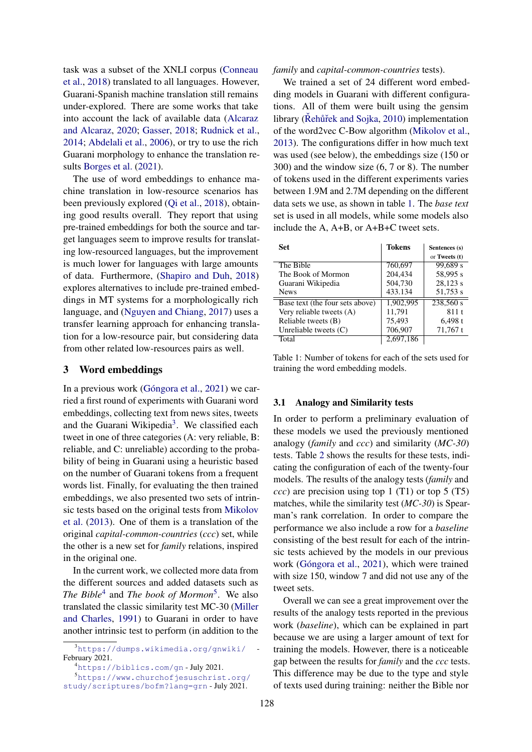task was a subset of the XNLI corpus (Conneau et al., 2018) translated to all languages. However, Guarani-Spanish machine translation still remains under-explored. There are some works that take into account the lack of available data (Alcaraz and Alcaraz, 2020; Gasser, 2018; Rudnick et al., 2014; Abdelali et al., 2006), or try to use the rich Guarani morphology to enhance the translation results Borges et al. (2021).

The use of word embeddings to enhance machine translation in low-resource scenarios has been previously explored (Qi et al., 2018), obtaining good results overall. They report that using pre-trained embeddings for both the source and target languages seem to improve results for translating low-resourced languages, but the improvement is much lower for languages with large amounts of data. Furthermore, (Shapiro and Duh, 2018) explores alternatives to include pre-trained embeddings in MT systems for a morphologically rich language, and (Nguyen and Chiang, 2017) uses a transfer learning approach for enhancing translation for a low-resource pair, but considering data from other related low-resources pairs as well.

## 3 Word embeddings

In a previous work (Góngora et al., 2021) we carried a first round of experiments with Guarani word embeddings, collecting text from news sites, tweets and the Guarani Wikipedia[3]. We classified each tweet in one of three categories (A: very reliable, B: reliable, and C: unreliable) according to the probability of being in Guarani using a heuristic based on the number of Guarani tokens from a frequent words list. Finally, for evaluating the then trained embeddings, we also presented two sets of intrinsic tests based on the original tests from Mikolov et al. (2013). One of them is a translation of the original *capital-common-countries* (*ccc*) set, while the other is a new set for *family* relations, inspired in the original one.

In the current work, we collected more data from the different sources and added datasets such as *The Bible*[4] and *The book of Mormon*[5]. We also translated the classic similarity test MC-30 (Miller and Charles, 1991) to Guarani in order to have another intrinsic test to perform (in addition to the *family* and *capital-common-countries* tests).

We trained a set of 24 different word embedding models in Guarani with different configurations. All of them were built using the gensim library (Řehůřek and Sojka, 2010) implementation of the word2vec C-Bow algorithm (Mikolov et al., 2013). The configurations differ in how much text was used (see below), the embeddings size (150 or 300) and the window size (6, 7 or 8). The number of tokens used in the different experiments varies between 1.9M and 2.7M depending on the different data sets we use, as shown in table 1. The *base text* set is used in all models, while some models also include the A, A+B, or A+B+C tweet sets.

| Set | Tokens | Sentences (s) or Tweets (t) |
|---|---|---|
| The Bible | 760,697 | 99,689 s |
| The Book of Mormon | 204,434 | 58,995 s |
| Guarani Wikipedia | 504,730 | 28,123 s |
| News | 433.134 | 51,753 s |
| Base text (the four sets above) | 1,902,995 | 238,560 s |
| Very reliable tweets (A) | 11,791 | 811 t |
| Reliable tweets (B) | 75,493 | 6,498 t |
| Unreliable tweets (C) | 706,907 | 71,767 t |
| Total | 2,697,186 | |

Table 1: Number of tokens for each of the sets used for training the word embedding models.

### 3.1 Analogy and Similarity tests

In order to perform a preliminary evaluation of these models we used the previously mentioned analogy (*family* and *ccc*) and similarity (*MC-30*) tests. Table 2 shows the results for these tests, indicating the configuration of each of the twenty-four models. The results of the analogy tests (*family* and *ccc*) are precision using top 1 (T1) or top 5 (T5) matches, while the similarity test (*MC-30*) is Spearman's rank correlation. In order to compare the performance we also include a row for a *baseline* consisting of the best result for each of the intrinsic tests achieved by the models in our previous work (Góngora et al., 2021), which were trained with size 150, window 7 and did not use any of the tweet sets.

Overall we can see a great improvement over the results of the analogy tests reported in the previous work (*baseline*), which can be explained in part because we are using a larger amount of text for training the models. However, there is a noticeable gap between the results for *family* and the *ccc* tests. This difference may be due to the type and style of texts used during training: neither the Bible nor

[3] https://dumps.wikimedia.org/gnwiki/ - February 2021.

[4] https://biblics.com/gn - July 2021.

[5] https://www.churchofjesuschrist.org/study/scriptures/bofm?lang=grn - July 2021.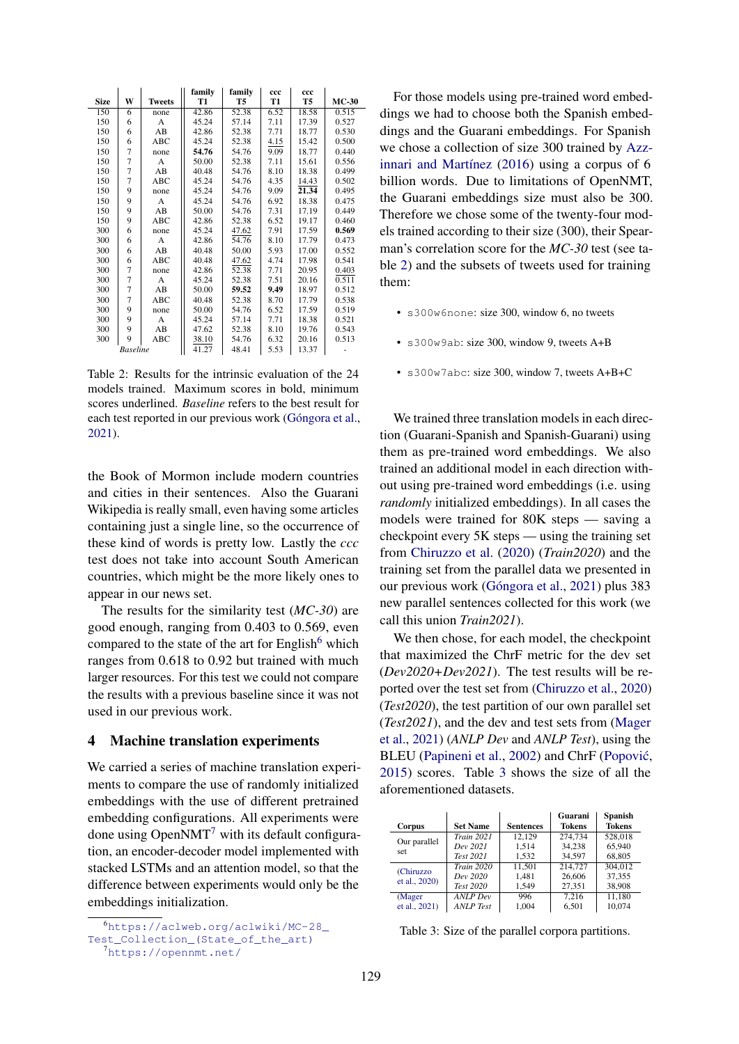| Size | W | Tweets | family T1 | family T5 | ccc T1 | ccc T5 | MC-30 |
|---|---|---|---|---|---|---|---|
| 150 | 6 | none | 42.86 | 52.38 | 6.52 | 18.58 | 0.515 |
| 150 | 6 | A | 45.24 | 57.14 | 7.11 | 17.39 | 0.527 |
| 150 | 6 | AB | 42.86 | 52.38 | 7.71 | 18.77 | 0.530 |
| 150 | 6 | ABC | 45.24 | 52.38 | 4.15 | 15.42 | 0.500 |
| 150 | 7 | none | **54.76** | 54.76 | 9.09 | 18.77 | 0.440 |
| 150 | 7 | A | 50.00 | 52.38 | 7.11 | 15.61 | 0.556 |
| 150 | 7 | AB | 40.48 | 54.76 | 8.10 | 18.38 | 0.499 |
| 150 | 7 | ABC | 45.24 | 54.76 | 4.35 | 14.43 | 0.502 |
| 150 | 9 | none | 45.24 | 54.76 | 9.09 | **21.34** | 0.495 |
| 150 | 9 | A | 45.24 | 54.76 | 6.92 | 18.38 | 0.475 |
| 150 | 9 | AB | 50.00 | 54.76 | 7.31 | 17.19 | 0.449 |
| 150 | 9 | ABC | 42.86 | 52.38 | 6.52 | 19.17 | 0.460 |
| 300 | 6 | none | 45.24 | 47.62 | 7.91 | 17.59 | **0.569** |
| 300 | 6 | A | 42.86 | 54.76 | 8.10 | 17.79 | 0.473 |
| 300 | 6 | AB | 40.48 | 50.00 | 5.93 | 17.00 | 0.552 |
| 300 | 6 | ABC | 45.24 | 47.62 | 4.74 | 17.98 | 0.541 |
| 300 | 7 | none | 42.86 | 52.38 | 7.71 | 20.95 | 0.403 |
| 300 | 7 | A | 45.24 | 52.38 | 7.51 | 20.16 | 0.511 |
| 300 | 7 | AB | 50.00 | **59.52** | **9.49** | 18.97 | 0.512 |
| 300 | 7 | ABC | 40.48 | 52.38 | 8.70 | 17.79 | 0.538 |
| 300 | 9 | none | 50.00 | 54.76 | 6.52 | 17.59 | 0.519 |
| 300 | 9 | A | 45.24 | 57.14 | 7.71 | 18.38 | 0.521 |
| 300 | 9 | AB | 47.62 | 52.38 | 8.10 | 19.76 | 0.543 |
| 300 | 9 | ABC | 38.10 | 54.76 | 6.32 | 20.16 | 0.513 |
| *Baseline* | | | 41.27 | 48.41 | 5.53 | 13.37 | - |

Table 2: Results for the intrinsic evaluation of the 24 models trained. Maximum scores in bold, minimum scores underlined. *Baseline* refers to the best result for each test reported in our previous work (Góngora et al., 2021).

the Book of Mormon include modern countries and cities in their sentences. Also the Guarani Wikipedia is really small, even having some articles containing just a single line, so the occurrence of these kind of words is pretty low. Lastly the *ccc* test does not take into account South American countries, which might be the more likely ones to appear in our news set.

The results for the similarity test (*MC-30*) are good enough, ranging from 0.403 to 0.569, even compared to the state of the art for English[6] which ranges from 0.618 to 0.92 but trained with much larger resources. For this test we could not compare the results with a previous baseline since it was not used in our previous work.

## 4 Machine translation experiments

We carried a series of machine translation experiments to compare the use of randomly initialized embeddings with the use of different pretrained embedding configurations. All experiments were done using OpenNMT[7] with its default configuration, an encoder-decoder model implemented with stacked LSTMs and an attention model, so that the difference between experiments would only be the embeddings initialization.

[6]https://aclweb.org/aclwiki/MC-28_Test_Collection_(State_of_the_art)

[7]https://opennmt.net/

For those models using pre-trained word embeddings we had to choose both the Spanish embeddings and the Guarani embeddings. For Spanish we chose a collection of size 300 trained by Azzinnari and Martínez (2016) using a corpus of 6 billion words. Due to limitations of OpenNMT, the Guarani embeddings size must also be 300. Therefore we chose some of the twenty-four models trained according to their size (300), their Spearman's correlation score for the *MC-30* test (see table 2) and the subsets of tweets used for training them:

- `s300w6none`: size 300, window 6, no tweets
- `s300w9ab`: size 300, window 9, tweets A+B
- `s300w7abc`: size 300, window 7, tweets A+B+C

We trained three translation models in each direction (Guarani-Spanish and Spanish-Guarani) using them as pre-trained word embeddings. We also trained an additional model in each direction without using pre-trained word embeddings (i.e. using *randomly* initialized embeddings). In all cases the models were trained for 80K steps — saving a checkpoint every 5K steps — using the training set from Chiruzzo et al. (2020) (*Train2020*) and the training set from the parallel data we presented in our previous work (Góngora et al., 2021) plus 383 new parallel sentences collected for this work (we call this union *Train2021*).

We then chose, for each model, the checkpoint that maximized the ChrF metric for the dev set (*Dev2020+Dev2021*). The test results will be reported over the test set from (Chiruzzo et al., 2020) (*Test2020*), the test partition of our own parallel set (*Test2021*), and the dev and test sets from (Mager et al., 2021) (*ANLP Dev* and *ANLP Test*), using the BLEU (Papineni et al., 2002) and ChrF (Popović, 2015) scores. Table 3 shows the size of all the aforementioned datasets.

| Corpus | Set Name | Sentences | Guarani Tokens | Spanish Tokens |
|---|---|---|---|---|
| Our parallel set | *Train 2021* | 12,129 | 274,734 | 528,018 |
| | *Dev 2021* | 1,514 | 34,238 | 65,940 |
| | *Test 2021* | 1,532 | 34,597 | 68,805 |
| (Chiruzzo et al., 2020) | *Train 2020* | 11,501 | 214,727 | 304,012 |
| | *Dev 2020* | 1,481 | 26,606 | 37,355 |
| | *Test 2020* | 1,549 | 27,351 | 38,908 |
| (Mager et al., 2021) | *ANLP Dev* | 996 | 7,216 | 11,180 |
| | *ANLP Test* | 1,004 | 6,501 | 10,074 |

Table 3: Size of the parallel corpora partitions.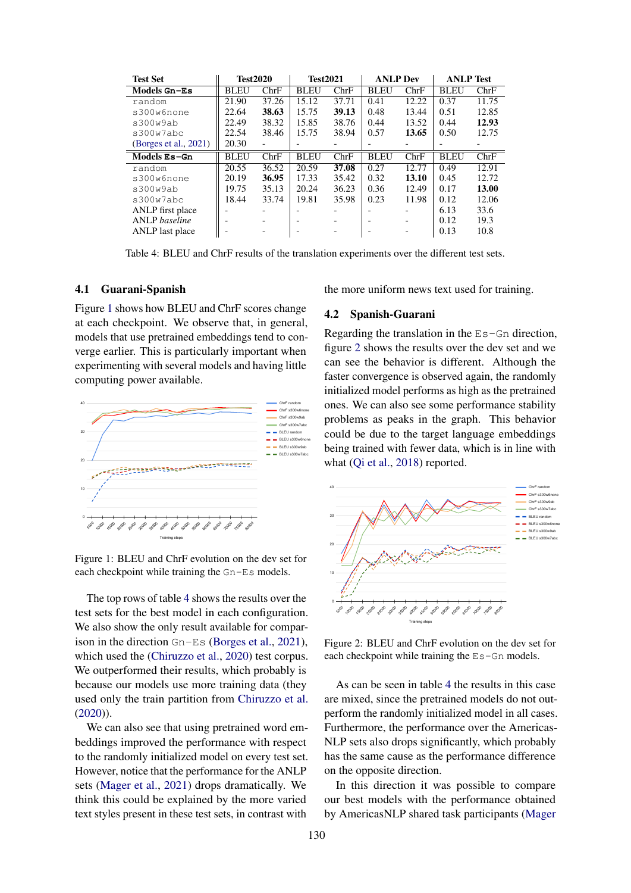| Test Set | Test2020 | | Test2021 | | ANLP Dev | | ANLP Test | |
|---|---|---|---|---|---|---|---|---|
| **Models Gn–Es** | BLEU | ChrF | BLEU | ChrF | BLEU | ChrF | BLEU | ChrF |
| random | 21.90 | 37.26 | 15.12 | 37.71 | 0.41 | 12.22 | 0.37 | 11.75 |
| s300w6none | 22.64 | **38.63** | 15.75 | **39.13** | 0.48 | 13.44 | 0.51 | 12.85 |
| s300w9ab | 22.49 | 38.32 | 15.85 | 38.76 | 0.44 | 13.52 | 0.44 | **12.93** |
| s300w7abc | 22.54 | 38.46 | 15.75 | 38.94 | 0.57 | **13.65** | 0.50 | 12.75 |
| (Borges et al., 2021) | 20.30 | - | - | - | - | - | - | - |
| **Models Es–Gn** | BLEU | ChrF | BLEU | ChrF | BLEU | ChrF | BLEU | ChrF |
| random | 20.55 | 36.52 | 20.59 | **37.08** | 0.27 | 12.77 | 0.49 | 12.91 |
| s300w6none | 20.19 | **36.95** | 17.33 | 35.42 | 0.32 | **13.10** | 0.45 | 12.72 |
| s300w9ab | 19.75 | 35.13 | 20.24 | 36.23 | 0.36 | 12.49 | 0.17 | **13.00** |
| s300w7abc | 18.44 | 33.74 | 19.81 | 35.98 | 0.23 | 11.98 | 0.12 | 12.06 |
| ANLP first place | - | - | - | - | - | - | 6.13 | 33.6 |
| ANLP *baseline* | - | - | - | - | - | - | 0.12 | 19.3 |
| ANLP last place | - | - | - | - | - | - | 0.13 | 10.8 |

Table 4: BLEU and ChrF results of the translation experiments over the different test sets.

### 4.1 Guarani-Spanish

Figure 1 shows how BLEU and ChrF scores change at each checkpoint. We observe that, in general, models that use pretrained embeddings tend to converge earlier. This is particularly important when experimenting with several models and having little computing power available.

Figure 1: BLEU and ChrF evolution on the dev set for each checkpoint while training the Gn–Es models.

The top rows of table 4 shows the results over the test sets for the best model in each configuration. We also show the only result available for comparison in the direction Gn–Es (Borges et al., 2021), which used the (Chiruzzo et al., 2020) test corpus. We outperformed their results, which probably is because our models use more training data (they used only the train partition from Chiruzzo et al. (2020)).

We can also see that using pretrained word embeddings improved the performance with respect to the randomly initialized model on every test set. However, notice that the performance for the ANLP sets (Mager et al., 2021) drops dramatically. We think this could be explained by the more varied text styles present in these test sets, in contrast with the more uniform news text used for training.

### 4.2 Spanish-Guarani

Regarding the translation in the Es–Gn direction, figure 2 shows the results over the dev set and we can see the behavior is different. Although the faster convergence is observed again, the randomly initialized model performs as high as the pretrained ones. We can also see some performance stability problems as peaks in the graph. This behavior could be due to the target language embeddings being trained with fewer data, which is in line with what (Qi et al., 2018) reported.

Figure 2: BLEU and ChrF evolution on the dev set for each checkpoint while training the Es–Gn models.

As can be seen in table 4 the results in this case are mixed, since the pretrained models do not outperform the randomly initialized model in all cases. Furthermore, the performance over the Americas-NLP sets also drops significantly, which probably has the same cause as the performance difference on the opposite direction.

In this direction it was possible to compare our best models with the performance obtained by AmericasNLP shared task participants (Mager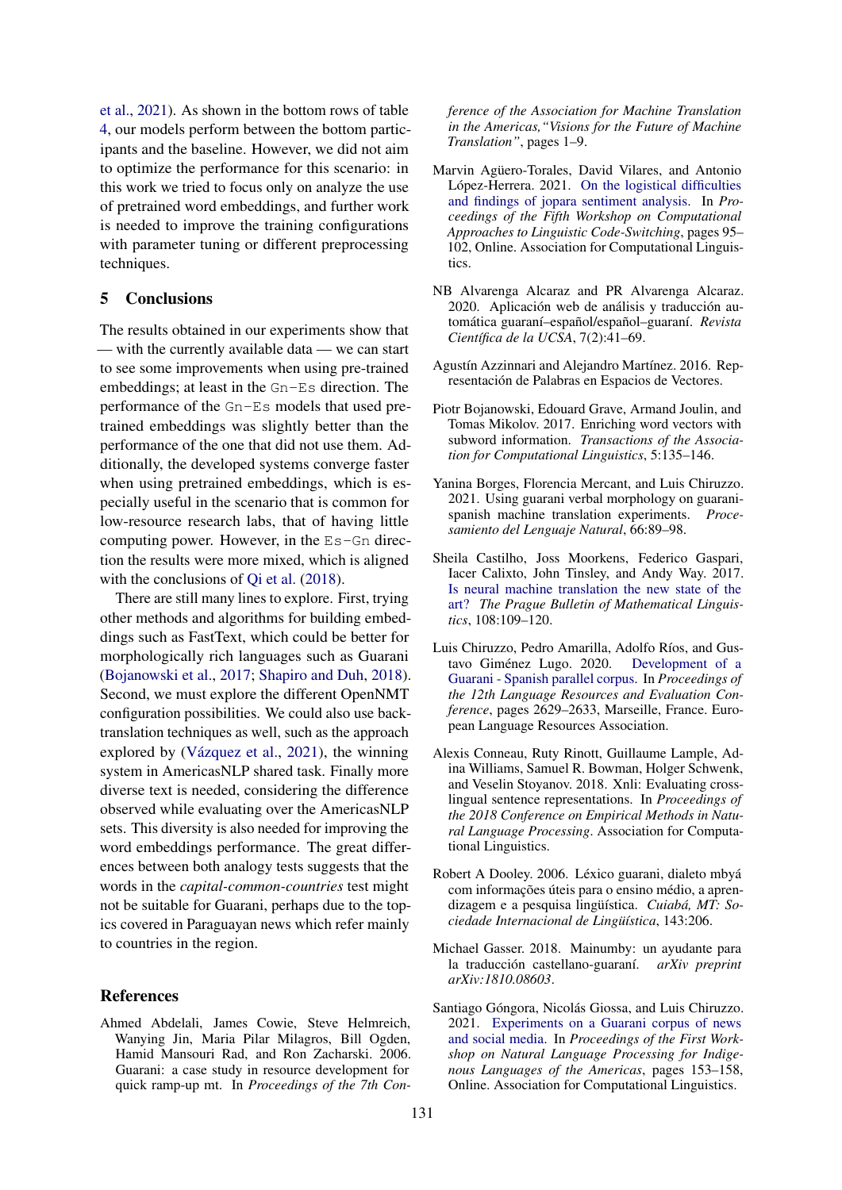et al., 2021). As shown in the bottom rows of table 4, our models perform between the bottom participants and the baseline. However, we did not aim to optimize the performance for this scenario: in this work we tried to focus only on analyze the use of pretrained word embeddings, and further work is needed to improve the training configurations with parameter tuning or different preprocessing techniques.

## 5 Conclusions

The results obtained in our experiments show that — with the currently available data — we can start to see some improvements when using pre-trained embeddings; at least in the `Gn-Es` direction. The performance of the `Gn-Es` models that used pre-trained embeddings was slightly better than the performance of the one that did not use them. Additionally, the developed systems converge faster when using pretrained embeddings, which is especially useful in the scenario that is common for low-resource research labs, that of having little computing power. However, in the `Es-Gn` direction the results were more mixed, which is aligned with the conclusions of Qi et al. (2018).

There are still many lines to explore. First, trying other methods and algorithms for building embeddings such as FastText, which could be better for morphologically rich languages such as Guarani (Bojanowski et al., 2017; Shapiro and Duh, 2018). Second, we must explore the different OpenNMT configuration possibilities. We could also use back-translation techniques as well, such as the approach explored by (Vázquez et al., 2021), the winning system in AmericasNLP shared task. Finally more diverse text is needed, considering the difference observed while evaluating over the AmericasNLP sets. This diversity is also needed for improving the word embeddings performance. The great differences between both analogy tests suggests that the words in the *capital-common-countries* test might not be suitable for Guarani, perhaps due to the topics covered in Paraguayan news which refer mainly to countries in the region.

## References

Ahmed Abdelali, James Cowie, Steve Helmreich, Wanying Jin, Maria Pilar Milagros, Bill Ogden, Hamid Mansouri Rad, and Ron Zacharski. 2006. Guarani: a case study in resource development for quick ramp-up mt. In *Proceedings of the 7th Conference of the Association for Machine Translation in the Americas,"Visions for the Future of Machine Translation"*, pages 1–9.

Marvin Agüero-Torales, David Vilares, and Antonio López-Herrera. 2021. On the logistical difficulties and findings of jopara sentiment analysis. In *Proceedings of the Fifth Workshop on Computational Approaches to Linguistic Code-Switching*, pages 95–102, Online. Association for Computational Linguistics.

NB Alvarenga Alcaraz and PR Alvarenga Alcaraz. 2020. Aplicación web de análisis y traducción automática guaraní–español/español–guaraní. *Revista Científica de la UCSA*, 7(2):41–69.

Agustín Azzinnari and Alejandro Martínez. 2016. Representación de Palabras en Espacios de Vectores.

Piotr Bojanowski, Edouard Grave, Armand Joulin, and Tomas Mikolov. 2017. Enriching word vectors with subword information. *Transactions of the Association for Computational Linguistics*, 5:135–146.

Yanina Borges, Florencia Mercant, and Luis Chiruzzo. 2021. Using guarani verbal morphology on guarani-spanish machine translation experiments. *Procesamiento del Lenguaje Natural*, 66:89–98.

Sheila Castilho, Joss Moorkens, Federico Gaspari, Iacer Calixto, John Tinsley, and Andy Way. 2017. Is neural machine translation the new state of the art? *The Prague Bulletin of Mathematical Linguistics*, 108:109–120.

Luis Chiruzzo, Pedro Amarilla, Adolfo Ríos, and Gustavo Giménez Lugo. 2020. Development of a Guarani - Spanish parallel corpus. In *Proceedings of the 12th Language Resources and Evaluation Conference*, pages 2629–2633, Marseille, France. European Language Resources Association.

Alexis Conneau, Ruty Rinott, Guillaume Lample, Adina Williams, Samuel R. Bowman, Holger Schwenk, and Veselin Stoyanov. 2018. Xnli: Evaluating cross-lingual sentence representations. In *Proceedings of the 2018 Conference on Empirical Methods in Natural Language Processing*. Association for Computational Linguistics.

Robert A Dooley. 2006. Léxico guarani, dialeto mbyá com informações úteis para o ensino médio, a aprendizagem e a pesquisa lingüística. *Cuiabá, MT: Sociedade Internacional de Lingüística*, 143:206.

Michael Gasser. 2018. Mainumby: un ayudante para la traducción castellano-guaraní. *arXiv preprint arXiv:1810.08603*.

Santiago Góngora, Nicolás Giossa, and Luis Chiruzzo. 2021. Experiments on a Guarani corpus of news and social media. In *Proceedings of the First Workshop on Natural Language Processing for Indigenous Languages of the Americas*, pages 153–158, Online. Association for Computational Linguistics.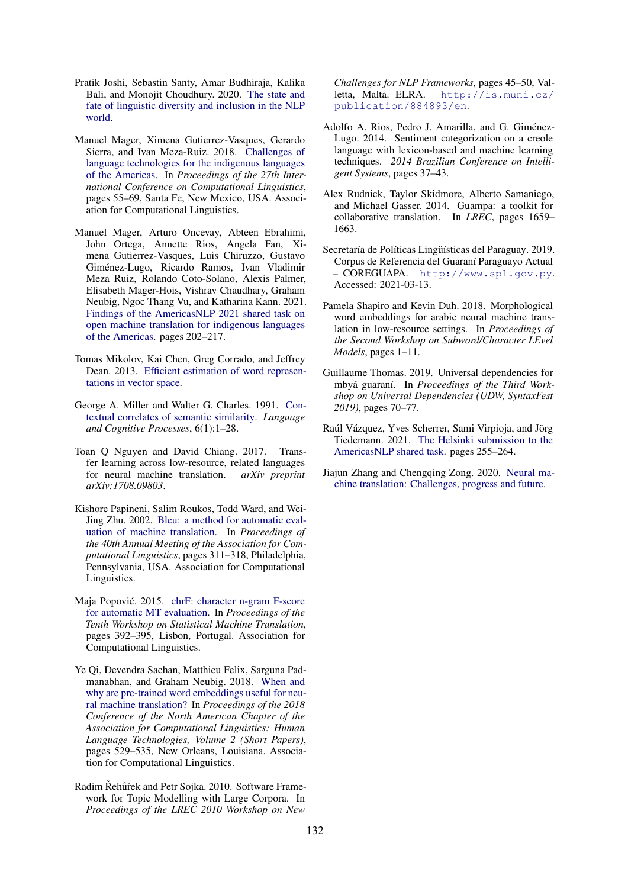Pratik Joshi, Sebastin Santy, Amar Budhiraja, Kalika Bali, and Monojit Choudhury. 2020. The state and fate of linguistic diversity and inclusion in the NLP world.

Manuel Mager, Ximena Gutierrez-Vasques, Gerardo Sierra, and Ivan Meza-Ruiz. 2018. Challenges of language technologies for the indigenous languages of the Americas. In *Proceedings of the 27th International Conference on Computational Linguistics*, pages 55–69, Santa Fe, New Mexico, USA. Association for Computational Linguistics.

Manuel Mager, Arturo Oncevay, Abteen Ebrahimi, John Ortega, Annette Rios, Angela Fan, Ximena Gutierrez-Vasques, Luis Chiruzzo, Gustavo Giménez-Lugo, Ricardo Ramos, Ivan Vladimir Meza Ruiz, Rolando Coto-Solano, Alexis Palmer, Elisabeth Mager-Hois, Vishrav Chaudhary, Graham Neubig, Ngoc Thang Vu, and Katharina Kann. 2021. Findings of the AmericasNLP 2021 shared task on open machine translation for indigenous languages of the Americas. pages 202–217.

Tomas Mikolov, Kai Chen, Greg Corrado, and Jeffrey Dean. 2013. Efficient estimation of word representations in vector space.

George A. Miller and Walter G. Charles. 1991. Contextual correlates of semantic similarity. *Language and Cognitive Processes*, 6(1):1–28.

Toan Q Nguyen and David Chiang. 2017. Transfer learning across low-resource, related languages for neural machine translation. *arXiv preprint arXiv:1708.09803*.

Kishore Papineni, Salim Roukos, Todd Ward, and Wei-Jing Zhu. 2002. Bleu: a method for automatic evaluation of machine translation. In *Proceedings of the 40th Annual Meeting of the Association for Computational Linguistics*, pages 311–318, Philadelphia, Pennsylvania, USA. Association for Computational Linguistics.

Maja Popović. 2015. chrF: character n-gram F-score for automatic MT evaluation. In *Proceedings of the Tenth Workshop on Statistical Machine Translation*, pages 392–395, Lisbon, Portugal. Association for Computational Linguistics.

Ye Qi, Devendra Sachan, Matthieu Felix, Sarguna Padmanabhan, and Graham Neubig. 2018. When and why are pre-trained word embeddings useful for neural machine translation? In *Proceedings of the 2018 Conference of the North American Chapter of the Association for Computational Linguistics: Human Language Technologies, Volume 2 (Short Papers)*, pages 529–535, New Orleans, Louisiana. Association for Computational Linguistics.

Radim Řehůřek and Petr Sojka. 2010. Software Framework for Topic Modelling with Large Corpora. In *Proceedings of the LREC 2010 Workshop on New Challenges for NLP Frameworks*, pages 45–50, Valletta, Malta. ELRA. http://is.muni.cz/publication/884893/en.

Adolfo A. Rios, Pedro J. Amarilla, and G. Giménez-Lugo. 2014. Sentiment categorization on a creole language with lexicon-based and machine learning techniques. *2014 Brazilian Conference on Intelligent Systems*, pages 37–43.

Alex Rudnick, Taylor Skidmore, Alberto Samaniego, and Michael Gasser. 2014. Guampa: a toolkit for collaborative translation. In *LREC*, pages 1659–1663.

Secretaría de Políticas Lingüísticas del Paraguay. 2019. Corpus de Referencia del Guaraní Paraguayo Actual – COREGUAPA. http://www.spl.gov.py. Accessed: 2021-03-13.

Pamela Shapiro and Kevin Duh. 2018. Morphological word embeddings for arabic neural machine translation in low-resource settings. In *Proceedings of the Second Workshop on Subword/Character LEvel Models*, pages 1–11.

Guillaume Thomas. 2019. Universal dependencies for mbyá guaraní. In *Proceedings of the Third Workshop on Universal Dependencies (UDW, SyntaxFest 2019)*, pages 70–77.

Raúl Vázquez, Yves Scherrer, Sami Virpioja, and Jörg Tiedemann. 2021. The Helsinki submission to the AmericasNLP shared task. pages 255–264.

Jiajun Zhang and Chengqing Zong. 2020. Neural machine translation: Challenges, progress and future.